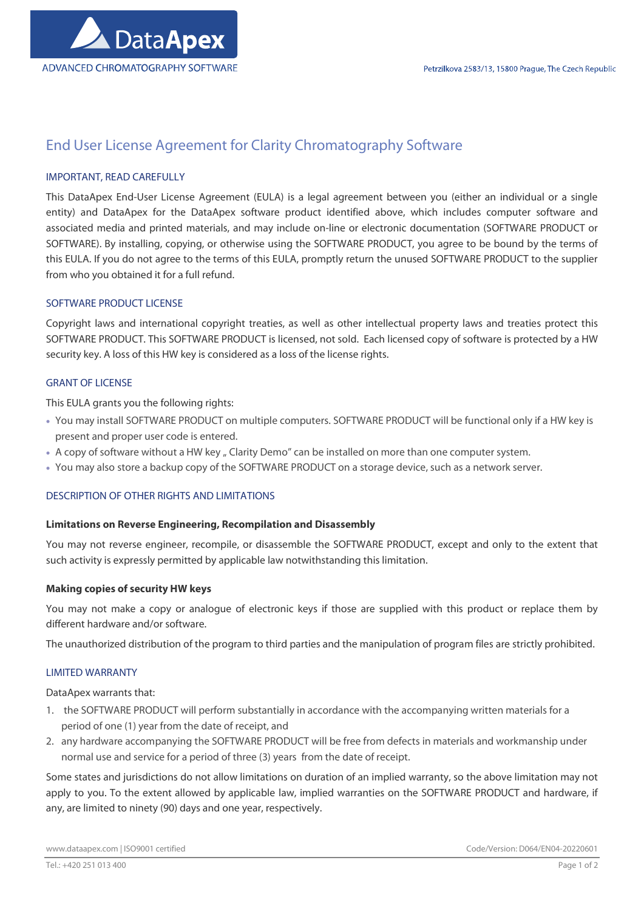DataApex

ADVANCED CHROMATOGRAPHY SOFTWARE

Petrzilkova 2583/13, 15800 Prague, The Czech Republic

# End User License Agreement for Clarity Chromatography Software

## IMPORTANT, READ CAREFULLY

This DataApex End-User License Agreement (EULA) is a legal agreement between you (either an individual or a single entity) and DataApex for the DataApex software product identified above, which includes computer software and associated media and printed materials, and may include on-line or electronic documentation (SOFTWARE PRODUCT or SOFTWARE). By installing, copying, or otherwise using the SOFTWARE PRODUCT, you agree to be bound by the terms of this EULA. If you do not agree to the terms of this EULA, promptly return the unused SOFTWARE PRODUCT to the supplier from who you obtained it for a full refund.

## SOFTWARE PRODUCT LICENSE

Copyright laws and international copyright treaties, as well as other intellectual property laws and treaties protect this SOFTWARE PRODUCT. This SOFTWARE PRODUCT is licensed, not sold. Each licensed copy of software is protected by a HW security key. A loss of this HW key is considered as a loss of the license rights.

## GRANT OF LICENSE

This EULA grants you the following rights:

- You may install SOFTWARE PRODUCT on multiple computers. SOFTWARE PRODUCT will be functional only if a HW key is present and proper user code is entered.
- A copy of software without a HW key „ Clarity Demo" can be installed on more than one computer system.
- You may also store a backup copy of the SOFTWARE PRODUCT on a storage device, such as a network server.

## DESCRIPTION OF OTHER RIGHTS AND LIMITATIONS

### Limitations on Reverse Engineering, Recompilation and Disassembly

You may not reverse engineer, recompile, or disassemble the SOFTWARE PRODUCT, except and only to the extent that such activity is expressly permitted by applicable law notwithstanding this limitation.

### Making copies of security HW keys

You may not make a copy or analogue of electronic keys if those are supplied with this product or replace them by different hardware and/or software.

The unauthorized distribution of the program to third parties and the manipulation of program files are strictly prohibited.

## LIMITED WARRANTY

DataApex warrants that:

1. the SOFTWARE PRODUCT will perform substantially in accordance with the accompanying written materials for a period of one (1) year from the date of receipt, and
2. any hardware accompanying the SOFTWARE PRODUCT will be free from defects in materials and workmanship under normal use and service for a period of three (3) years from the date of receipt.

Some states and jurisdictions do not allow limitations on duration of an implied warranty, so the above limitation may not apply to you. To the extent allowed by applicable law, implied warranties on the SOFTWARE PRODUCT and hardware, if any, are limited to ninety (90) days and one year, respectively.

www.dataapex.com | ISO9001 certified

Code/Version: D064/EN04-20220601

Tel.: +420 251 013 400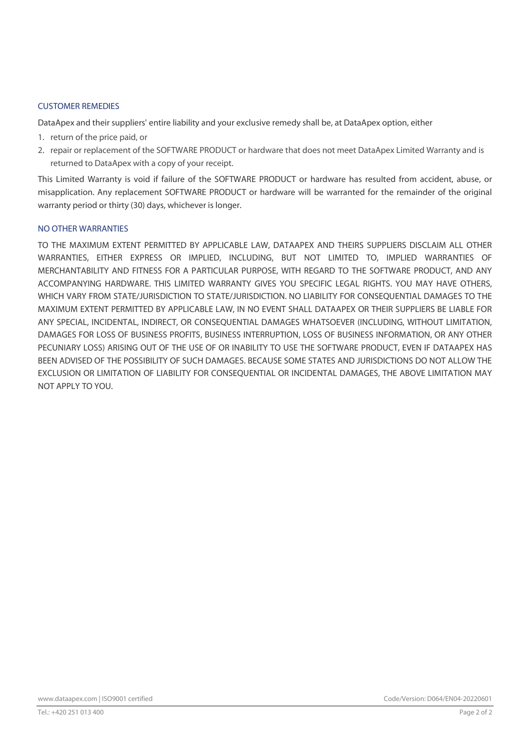## CUSTOMER REMEDIES

DataApex and their suppliers' entire liability and your exclusive remedy shall be, at DataApex option, either

1. return of the price paid, or
2. repair or replacement of the SOFTWARE PRODUCT or hardware that does not meet DataApex Limited Warranty and is returned to DataApex with a copy of your receipt.

This Limited Warranty is void if failure of the SOFTWARE PRODUCT or hardware has resulted from accident, abuse, or misapplication. Any replacement SOFTWARE PRODUCT or hardware will be warranted for the remainder of the original warranty period or thirty (30) days, whichever is longer.

## NO OTHER WARRANTIES

TO THE MAXIMUM EXTENT PERMITTED BY APPLICABLE LAW, DATAAPEX AND THEIRS SUPPLIERS DISCLAIM ALL OTHER WARRANTIES, EITHER EXPRESS OR IMPLIED, INCLUDING, BUT NOT LIMITED TO, IMPLIED WARRANTIES OF MERCHANTABILITY AND FITNESS FOR A PARTICULAR PURPOSE, WITH REGARD TO THE SOFTWARE PRODUCT, AND ANY ACCOMPANYING HARDWARE. THIS LIMITED WARRANTY GIVES YOU SPECIFIC LEGAL RIGHTS. YOU MAY HAVE OTHERS, WHICH VARY FROM STATE/JURISDICTION TO STATE/JURISDICTION. NO LIABILITY FOR CONSEQUENTIAL DAMAGES TO THE MAXIMUM EXTENT PERMITTED BY APPLICABLE LAW, IN NO EVENT SHALL DATAAPEX OR THEIR SUPPLIERS BE LIABLE FOR ANY SPECIAL, INCIDENTAL, INDIRECT, OR CONSEQUENTIAL DAMAGES WHATSOEVER (INCLUDING, WITHOUT LIMITATION, DAMAGES FOR LOSS OF BUSINESS PROFITS, BUSINESS INTERRUPTION, LOSS OF BUSINESS INFORMATION, OR ANY OTHER PECUNIARY LOSS) ARISING OUT OF THE USE OF OR INABILITY TO USE THE SOFTWARE PRODUCT, EVEN IF DATAAPEX HAS BEEN ADVISED OF THE POSSIBILITY OF SUCH DAMAGES. BECAUSE SOME STATES AND JURISDICTIONS DO NOT ALLOW THE EXCLUSION OR LIMITATION OF LIABILITY FOR CONSEQUENTIAL OR INCIDENTAL DAMAGES, THE ABOVE LIMITATION MAY NOT APPLY TO YOU.